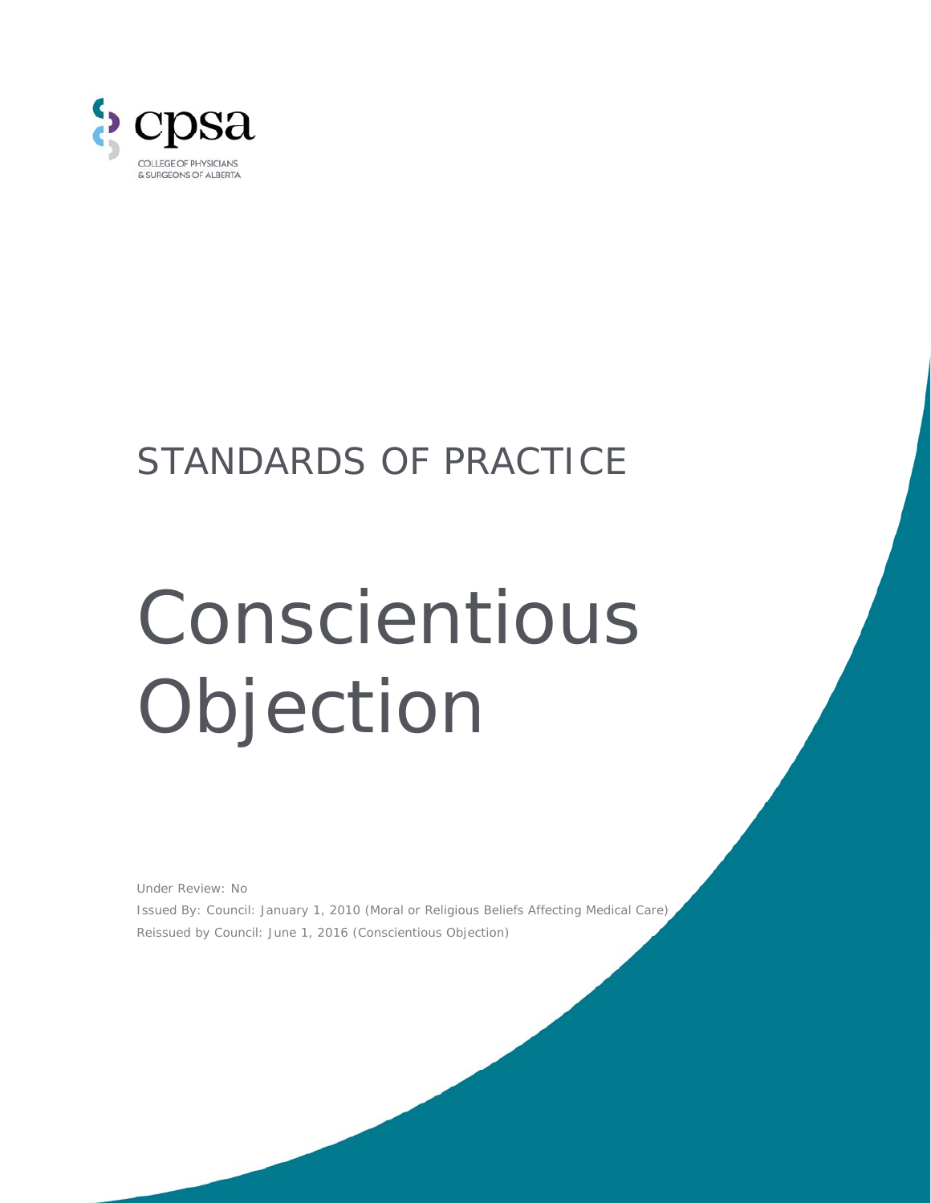cpsa

COLLEGE OF PHYSICIANS
& SURGEONS OF ALBERTA

STANDARDS OF PRACTICE

# Conscientious Objection

Under Review: No

Issued By: Council: January 1, 2010 (Moral or Religious Beliefs Affecting Medical Care)

Reissued by Council: June 1, 2016 (Conscientious Objection)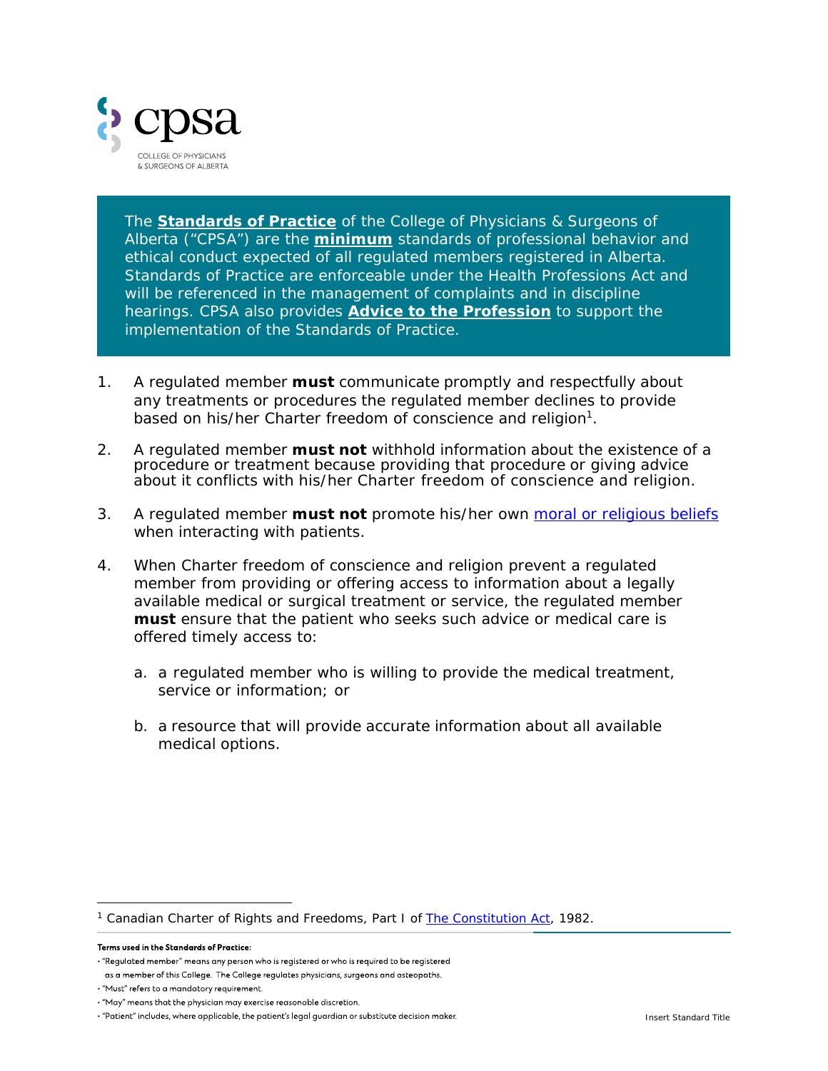The **Standards of Practice** of the College of Physicians & Surgeons of Alberta ("CPSA") are the **minimum** standards of professional behavior and ethical conduct expected of all regulated members registered in Alberta. Standards of Practice are enforceable under the Health Professions Act and will be referenced in the management of complaints and in discipline hearings. CPSA also provides **Advice to the Profession** to support the implementation of the Standards of Practice.

1. A regulated member **must** communicate promptly and respectfully about any treatments or procedures the regulated member declines to provide based on his/her Charter freedom of conscience and religion[1].

2. A regulated member **must not** withhold information about the existence of a procedure or treatment because providing that procedure or giving advice about it conflicts with his/her Charter freedom of conscience and religion.

3. A regulated member **must not** promote his/her own moral or religious beliefs when interacting with patients.

4. When Charter freedom of conscience and religion prevent a regulated member from providing or offering access to information about a legally available medical or surgical treatment or service, the regulated member **must** ensure that the patient who seeks such advice or medical care is offered timely access to:

   a. a regulated member who is willing to provide the medical treatment, service or information; or

   b. a resource that will provide accurate information about all available medical options.

[1] Canadian Charter of Rights and Freedoms, Part I of The Constitution Act, 1982.

**Terms used in the Standards of Practice:**

- "Regulated member" means any person who is registered or who is required to be registered as a member of this College. The College regulates physicians, surgeons and osteopaths.
- "Must" refers to a mandatory requirement.
- "May" means that the physician may exercise reasonable discretion.
- "Patient" includes, where applicable, the patient's legal guardian or substitute decision maker.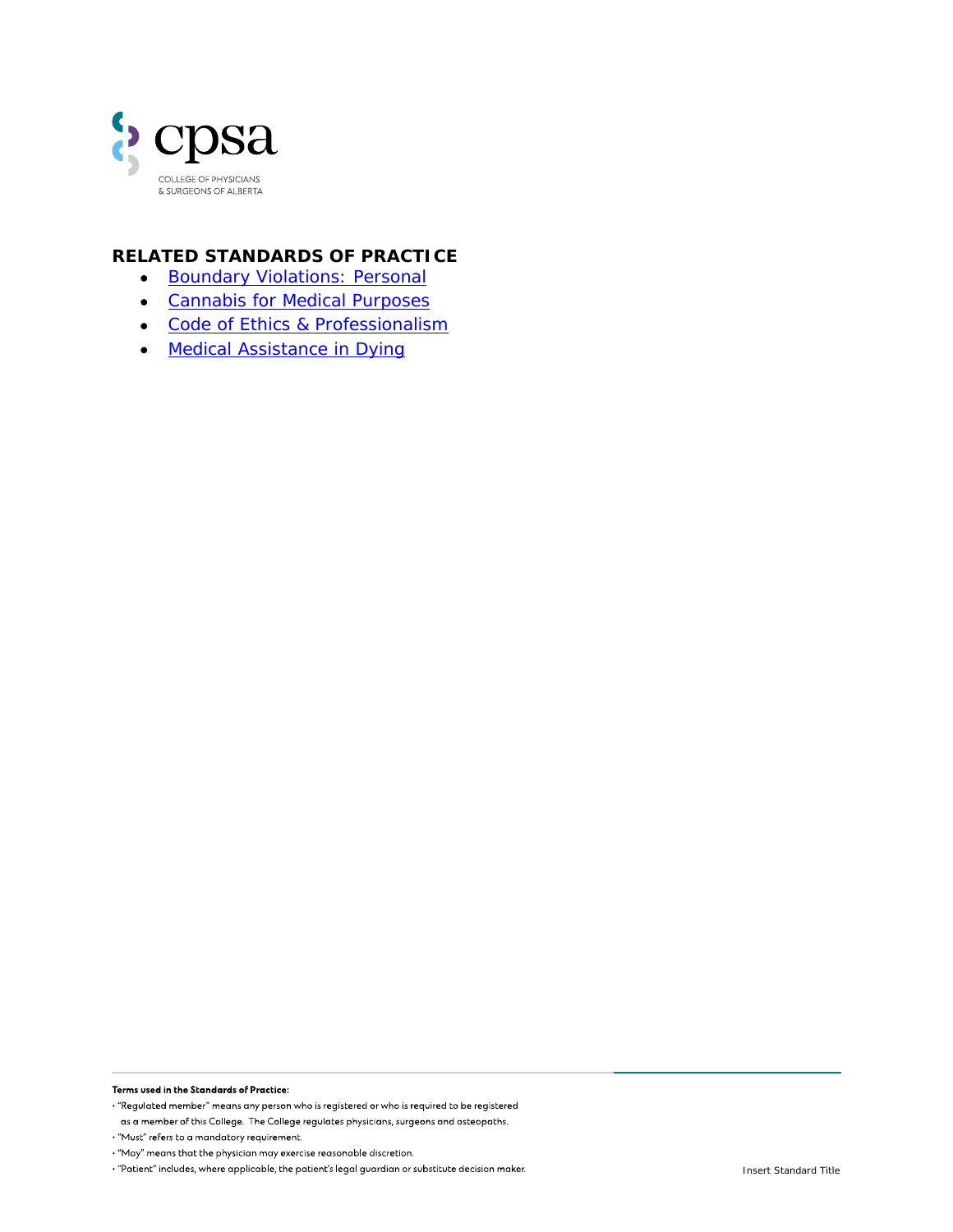## RELATED STANDARDS OF PRACTICE

- Boundary Violations: Personal
- Cannabis for Medical Purposes
- Code of Ethics & Professionalism
- Medical Assistance in Dying